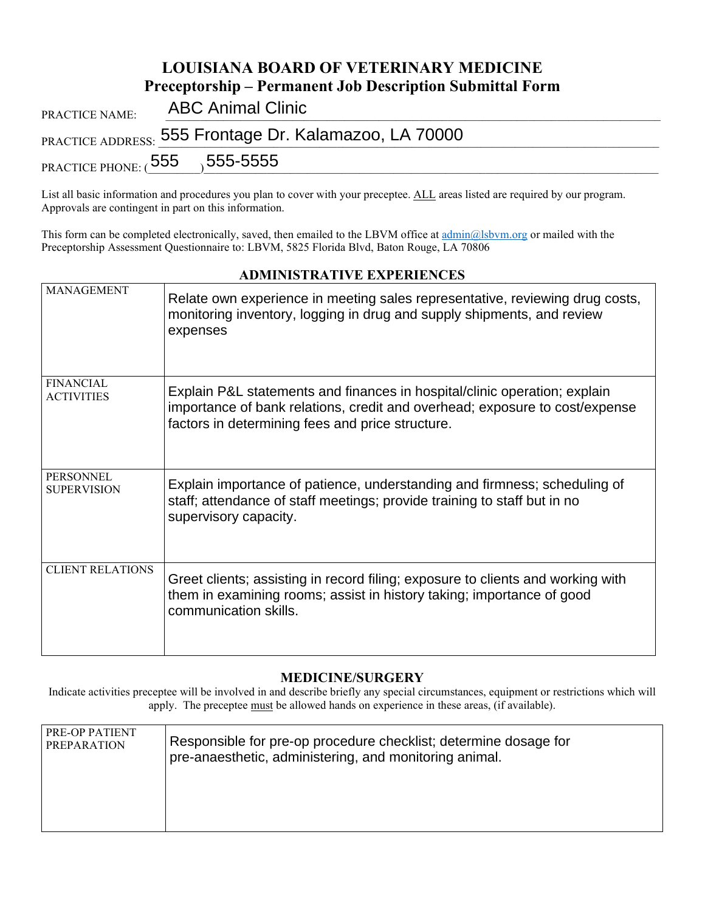# LOUISIANA BOARD OF VETERINARY MEDICINE

## Preceptorship – Permanent Job Description Submittal Form

PRACTICE NAME: ABC Animal Clinic

PRACTICE ADDRESS: 555 Frontage Dr. Kalamazoo, LA 70000

PRACTICE PHONE: (555) 555-5555

List all basic information and procedures you plan to cover with your preceptee. ALL areas listed are required by our program. Approvals are contingent in part on this information.

This form can be completed electronically, saved, then emailed to the LBVM office at admin@lsbvm.org or mailed with the Preceptorship Assessment Questionnaire to: LBVM, 5825 Florida Blvd, Baton Rouge, LA 70806

### ADMINISTRATIVE EXPERIENCES

| | |
|---|---|
| MANAGEMENT | Relate own experience in meeting sales representative, reviewing drug costs, monitoring inventory, logging in drug and supply shipments, and review expenses |
| FINANCIAL ACTIVITIES | Explain P&L statements and finances in hospital/clinic operation; explain importance of bank relations, credit and overhead; exposure to cost/expense factors in determining fees and price structure. |
| PERSONNEL SUPERVISION | Explain importance of patience, understanding and firmness; scheduling of staff; attendance of staff meetings; provide training to staff but in no supervisory capacity. |
| CLIENT RELATIONS | Greet clients; assisting in record filing; exposure to clients and working with them in examining rooms; assist in history taking; importance of good communication skills. |

### MEDICINE/SURGERY

Indicate activities preceptee will be involved in and describe briefly any special circumstances, equipment or restrictions which will apply. The preceptee must be allowed hands on experience in these areas, (if available).

| | |
|---|---|
| PRE-OP PATIENT PREPARATION | Responsible for pre-op procedure checklist; determine dosage for pre-anaesthetic, administering, and monitoring animal. |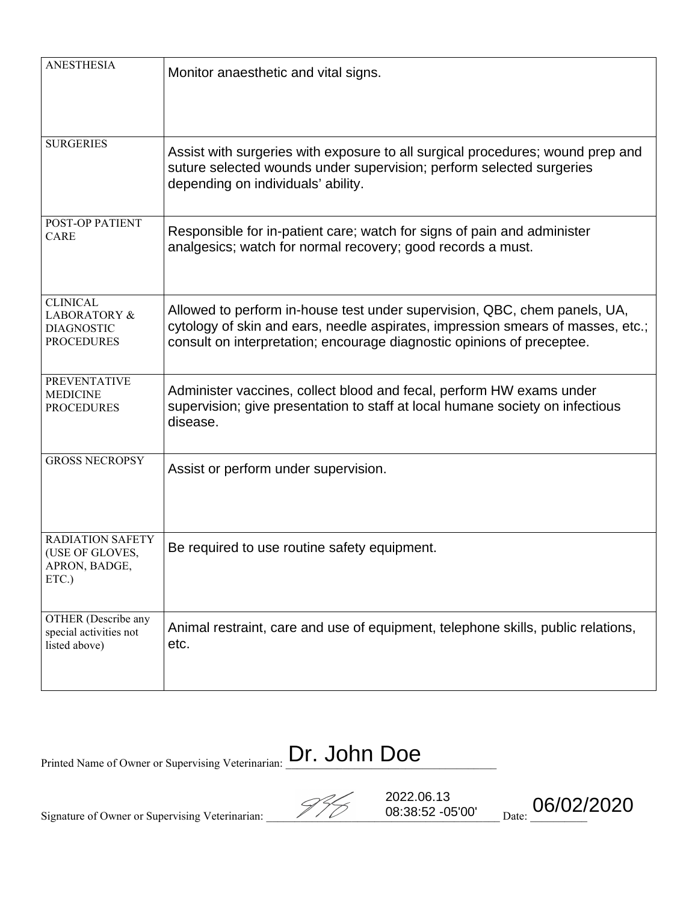| | |
|---|---|
| ANESTHESIA | Monitor anaesthetic and vital signs. |
| SURGERIES | Assist with surgeries with exposure to all surgical procedures; wound prep and suture selected wounds under supervision; perform selected surgeries depending on individuals' ability. |
| POST-OP PATIENT CARE | Responsible for in-patient care; watch for signs of pain and administer analgesics; watch for normal recovery; good records a must. |
| CLINICAL LABORATORY & DIAGNOSTIC PROCEDURES | Allowed to perform in-house test under supervision, QBC, chem panels, UA, cytology of skin and ears, needle aspirates, impression smears of masses, etc.; consult on interpretation; encourage diagnostic opinions of preceptee. |
| PREVENTATIVE MEDICINE PROCEDURES | Administer vaccines, collect blood and fecal, perform HW exams under supervision; give presentation to staff at local humane society on infectious disease. |
| GROSS NECROPSY | Assist or perform under supervision. |
| RADIATION SAFETY (USE OF GLOVES, APRON, BADGE, ETC.) | Be required to use routine safety equipment. |
| OTHER (Describe any special activities not listed above) | Animal restraint, care and use of equipment, telephone skills, public relations, etc. |

Printed Name of Owner or Supervising Veterinarian: Dr. John Doe

Signature of Owner or Supervising Veterinarian: 2022.06.13 08:38:52 -05'00' Date: 06/02/2020